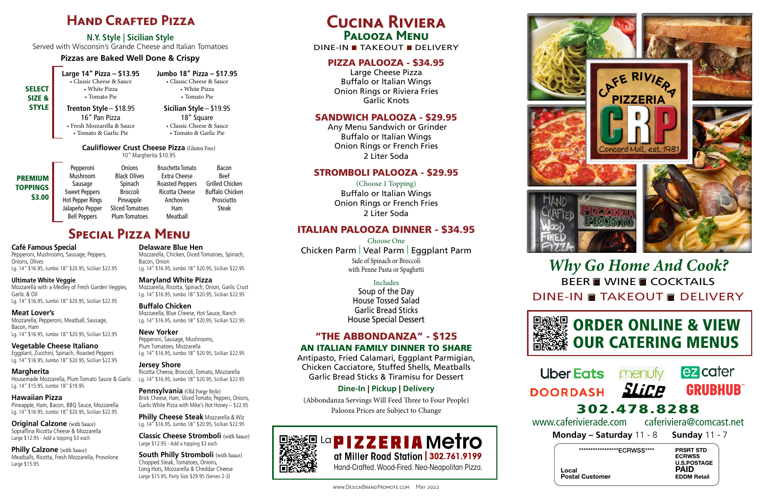# Hand Crafted Pizza

### N.Y. Style | Sicilian Style

Served with Wisconsin's Grande Cheese and Italian Tomatoes

**Pizzas are Baked Well Done & Crispy**

**SELECT SIZE & STYLE**

**Large 14" Pizza – $13.95**
- Classic Cheese & Sauce
- White Pizza
- Tomato Pie

**Jumbo 18" Pizza – $17.95**
- Classic Cheese & Sauce
- White Pizza
- Tomato Pie

**Trenton Style** – $18.95
16" Pan Pizza
- Fresh Mozzarella & Sauce
- Tomato & Garlic Pie

**Sicilian Style** – $19.95
18" Square
- Classic Cheese & Sauce
- Tomato & Garlic Pie

**Cauliflower Crust Cheese Pizza** (Gluten Free)
10" Margherita $10.95

**PREMIUM TOPPINGS $3.00**

| | | | |
|---|---|---|---|
| Pepperoni | Onions | Bruschetta Tomato | Bacon |
| Mushroom | Black Olives | Extra Cheese | Beef |
| Sausage | Spinach | Roasted Peppers | Grilled Chicken |
| Sweet Peppers | Broccoli | Ricotta Cheese | Buffalo Chicken |
| Hot Pepper Rings | Pineapple | Anchovies | Prosciutto |
| Jalapeño Pepper | Sliced Tomatoes | Ham | Steak |
| Bell Peppers | Plum Tomatoes | Meatball | |

# Special Pizza Menu

**Café Famous Special**
Pepperoni, Mushrooms, Sausage, Peppers, Onions, Olives
Lg. 14" $16.95, Jumbo 18" $20.95, Sicilian $22.95

**Ultimate White Veggie**
Mozzarella with a Medley of Fresh Garden Veggies, Garlic & Oil
Lg. 14" $16.95, Jumbo 18" $20.95, Sicilian $22.95

**Meat Lover's**
Mozzarella, Pepperoni, Meatball, Sausage, Bacon, Ham
Lg. 14" $16.95, Jumbo 18" $20.95, Sicilian $22.95

**Vegetable Cheese Italiano**
Eggplant, Zucchini, Spinach, Roasted Peppers
Lg. 14" $16.95, Jumbo 18" $20.95, Sicilian $22.95

**Margherita**
Housemade Mozzarella, Plum Tomato Sauce & Garlic
Lg. 14" $15.95, Jumbo 18" $19.95

**Hawaiian Pizza**
Pineapple, Ham, Bacon, BBQ Sauce, Mozzarella
Lg. 14" $16.95, Jumbo 18" $20.95, Sicilian $22.95

**Original Calzone** (with Sauce)
Sopraffina Ricotta Cheese & Mozzarella
Large $12.95 - Add a topping $3 each

**Philly Calzone** (with Sauce)
Meatballs, Ricotta, Fresh Mozzarella, Provolone
Large $15.95

**Delaware Blue Hen**
Mozzarella, Chicken, Diced Tomatoes, Spinach, Bacon, Onion
Lg. 14" $16.95, Jumbo 18" $20.95, Sicilian $22.95

**Maryland White Pizza**
Mozzarella, Ricotta, Spinach, Onion, Garlic Crust
Lg. 14" $16.95, Jumbo 18" $20.95, Sicilian $22.95

**Buffalo Chicken**
Mozzarella, Blue Cheese, Hot Sauce, Ranch
Lg. 14" $16.95, Jumbo 18" $20.95, Sicilian $22.95

**New Yorker**
Pepperoni, Sausage, Mushrooms, Plum Tomatoes, Mozzarella
Lg. 14" $16.95, Jumbo 18" $20.95, Sicilian $22.95

**Jersey Shore**
Ricotta Cheese, Broccoli, Tomato, Mozzarella
Lg. 14" $16.95, Jumbo 18" $20.95, Sicilian $22.95

**Pennsylvania** (Old Forge Style)
Brick Cheese, Ham, Sliced Tomato, Peppers, Onions, Garlic White Pizza with Mike's Hot Honey – $22.95

**Philly Cheese Steak** Mozzarella & Wiz
Lg. 14" $16.95, Jumbo 18" $20.95, Sicilian $22.95

**Classic Cheese Stromboli** (with Sauce)
Large $12.95 - Add a topping $3 each

**South Philly Stromboli** (with Sauce)
Chopped Steak, Tomatoes, Onions, Long Hots, Mozzarella & Cheddar Cheese
Large $15.95, Party Size $29.95 (Serves 2-3)

# Cucina Riviera
## Palooza Menu

DINE-IN ■ TAKEOUT ■ DELIVERY

### PIZZA PALOOZA - $34.95
Large Cheese Pizza
Buffalo or Italian Wings
Onion Rings or Riviera Fries
Garlic Knots

### SANDWICH PALOOZA - $29.95
Any Menu Sandwich or Grinder
Buffalo or Italian Wings
Onion Rings or French Fries
2 Liter Soda

### STROMBOLI PALOOZA - $29.95
(Choose 1 Topping)
Buffalo or Italian Wings
Onion Rings or French Fries
2 Liter Soda

### ITALIAN PALOOZA DINNER - $34.95
Choose One
Chicken Parm | Veal Parm | Eggplant Parm
Side of Spinach or Broccoli
with Penne Pasta or Spaghetti

Includes
Soup of the Day
House Tossed Salad
Garlic Bread Sticks
House Special Dessert

### "THE ABBONDANZA" - $125
### AN ITALIAN FAMILY DINNER TO SHARE
Antipasto, Fried Calamari, Eggplant Parmigian, Chicken Cacciatore, Stuffed Shells, Meatballs
Garlic Bread Sticks & Tiramisu for Dessert

**Dine-In | Pickup | Delivery**

(Abbondanza Servings Will Feed Three to Four People)
Palooza Prices are Subject to Change

La **PIZZERIA Metro**
at Miller Road Station | 302.761.9199
Hand-Crafted. Wood-Fired. Neo-Neapolitan Pizza.

Cafe Riviera Pizzeria
CRP
Concord Mall, est. 1981

Hand Crafted Wood Fired Pizza — Pizzeria Pronto

## *Why Go Home And Cook?*

BEER ■ WINE ■ COCKTAILS
DINE-IN ■ TAKEOUT ■ DELIVERY

## ORDER ONLINE & VIEW OUR CATERING MENUS

Uber Eats | menufy | ezcater
DOORDASH | Slice | GRUBHUB

**302.478.8288**

www.caferivierade.com  cariviera@comcast.net

**Monday – Saturday** 11 - 8  **Sunday** 11 - 7

****************ECRWSS****
Local
Postal Customer

PRSRT STD
ECRWSS
U.S.POSTAGE
PAID
EDDM Retail

www.DesignBrandPromote.com May 2022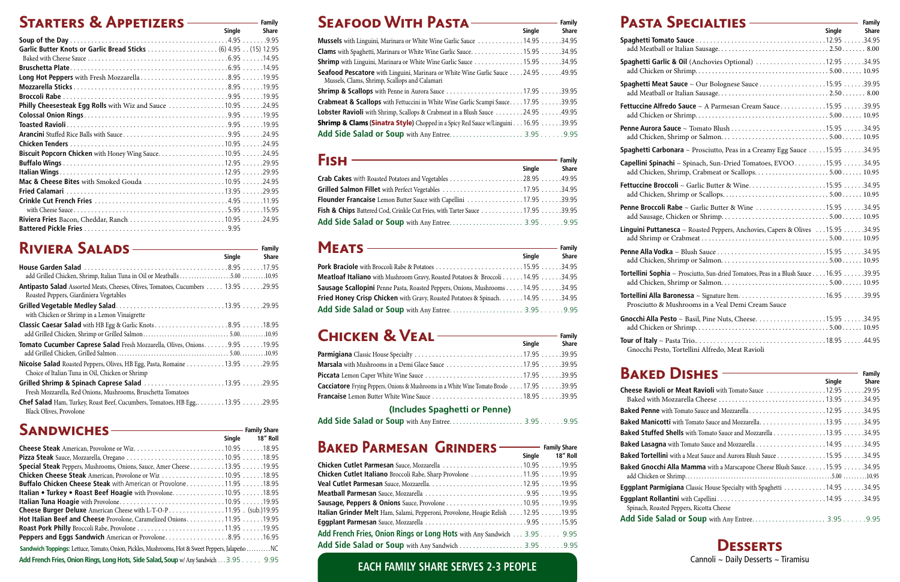## Starters & Appetizers

| | Single | Family Share |
|---|---|---|
| **Soup of the Day** | 4.95 | 9.95 |
| **Garlic Butter Knots or Garlic Bread Sticks** | (6) 4.95 | (15) 12.95 |
| Baked with Cheese Sauce | 6.95 | 14.95 |
| **Bruschetta Plate** | 6.95 | 14.95 |
| **Long Hot Peppers** with Fresh Mozzarella | 8.95 | 19.95 |
| **Mozzarella Sticks** | 8.95 | 19.95 |
| **Broccoli Rabe** | 9.95 | 19.95 |
| **Philly Cheesesteak Egg Rolls** with Wiz and Sauce | 10.95 | 24.95 |
| **Colossal Onion Rings** | 9.95 | 19.95 |
| **Toasted Ravioli** | 9.95 | 19.95 |
| **Arancini** Stuffed Rice Balls with Sauce | 9.95 | 24.95 |
| **Chicken Tenders** | 10.95 | 24.95 |
| **Biscuit Popcorn Chicken** with Honey Wing Sauce | 10.95 | 24.95 |
| **Buffalo Wings** | 12.95 | 29.95 |
| **Italian Wings** | 12.95 | 29.95 |
| **Mac & Cheese Bites** with Smoked Gouda | 10.95 | 24.95 |
| **Fried Calamari** | 13.95 | 29.95 |
| **Crinkle Cut French Fries** | 4.95 | 11.95 |
| with Cheese Sauce | 5.95 | 15.95 |
| **Riviera Fries** Bacon, Cheddar, Ranch | 10.95 | 24.95 |
| **Battered Pickle Fries** | 9.95 | |

## Riviera Salads

| | Single | Family Share |
|---|---|---|
| **House Garden Salad** | 8.95 | 17.95 |
| add Grilled Chicken, Shrimp, Italian Tuna in Oil or Meatballs | 5.00 | 10.95 |
| **Antipasto Salad** Assorted Meats, Cheeses, Olives, Tomatoes, Cucumbers Roasted Peppers, Giardiniera Vegetables | 13.95 | 29.95 |
| **Grilled Vegetable Medley Salad** with Chicken or Shrimp in a Lemon Vinaigrette | 13.95 | 29.95 |
| **Classic Caesar Salad** with HB Egg & Garlic Knots | 8.95 | 18.95 |
| add Grilled Chicken, Shrimp or Grilled Salmon | 5.00 | 10.95 |
| **Tomato Cucumber Caprese Salad** Fresh Mozzarella, Olives, Onions | 9.95 | 19.95 |
| add Grilled Chicken, Grilled Salmon | 5.00 | 10.95 |
| **Nicoise Salad** Roasted Peppers, Olives, HB Egg, Pasta, Romaine Choice of Italian Tuna in Oil, Chicken or Shrimp | 13.95 | 29.95 |
| **Grilled Shrimp & Spinach Caprese Salad** Fresh Mozzarella, Red Onions, Mushrooms, Bruschetta Tomatoes | 13.95 | 29.95 |
| **Chef Salad** Ham, Turkey, Roast Beef, Cucumbers, Tomatoes, HB Egg, Black Olives, Provolone | 13.95 | 29.95 |

## Sandwiches

| | Single | Family Share 18" Roll |
|---|---|---|
| **Cheese Steak** American, Provolone or Wiz | 10.95 | 18.95 |
| **Pizza Steak** Sauce, Mozzarella, Oregano | 10.95 | 18.95 |
| **Special Steak** Peppers, Mushrooms, Onions, Sauce, Amer Cheese | 13.95 | 19.95 |
| **Chicken Cheese Steak** American, Provolone or Wiz | 10.95 | 18.95 |
| **Buffalo Chicken Cheese Steak** with American or Provolone | 11.95 | 18.95 |
| **Italian • Turkey • Roast Beef Hoagie** with Provolone | 10.95 | 18.95 |
| **Italian Tuna Hoagie** with Provolone | 10.95 | 19.95 |
| **Cheese Burger Deluxe** American Cheese with L-T-O-P | 11.95 | (sub.)19.95 |
| **Hot Italian Beef and Cheese** Provolone, Caramelized Onions | 11.95 | 19.95 |
| **Roast Pork Philly** Broccoli Rabe, Provolone | 11.95 | 19.95 |
| **Peppers and Eggs Sandwich** American or Provolone | 8.95 | 16.95 |

**Sandwich Toppings:** Lettuce, Tomato, Onion, Pickles, Mushrooms, Hot & Sweet Peppers, Jalapeño ... NC

**Add French Fries, Onion Rings, Long Hots, Side Salad, Soup** w/ Any Sandwich ... 3.95 ... 9.95

## Seafood With Pasta

| | Single | Family Share |
|---|---|---|
| **Mussels** with Linguini, Marinara or White Wine Garlic Sauce | 14.95 | 34.95 |
| **Clams** with Spaghetti, Marinara or White Wine Garlic Sauce | 15.95 | 34.95 |
| **Shrimp** with Linguini, Marinara or White Wine Garlic Sauce | 15.95 | 34.95 |
| **Seafood Pescatore** with Linguini, Marinara or White Wine Garlic Sauce Mussels, Clams, Shrimp, Scallops and Calamari | 24.95 | 49.95 |
| **Shrimp & Scallops** with Penne in Aurora Sauce | 17.95 | 39.95 |
| **Crabmeat & Scallops** with Fettuccini in White Wine Garlic Scampi Sauce | 17.95 | 39.95 |
| **Lobster Ravioli** with Shrimp, Scallops & Crabmeat in a Blush Sauce | 24.95 | 49.95 |
| **Shrimp & Clams (Sinatra Style)** Chopped in a Spicy Red Sauce w/Linguini | 16.95 | 39.95 |
| **Add Side Salad or Soup** with Any Entree | 3.95 | 9.95 |

## Fish

| | Single | Family Share |
|---|---|---|
| **Crab Cakes** with Roasted Potatoes and Vegetables | 28.95 | 49.95 |
| **Grilled Salmon Fillet** with Perfect Vegetables | 17.95 | 34.95 |
| **Flounder Francaise** Lemon Butter Sauce with Capellini | 17.95 | 39.95 |
| **Fish & Chips** Battered Cod, Crinkle Cut Fries, with Tarter Sauce | 17.95 | 39.95 |
| **Add Side Salad or Soup** with Any Entree | 3.95 | 9.95 |

## Meats

| | Single | Family Share |
|---|---|---|
| **Pork Braciole** with Broccoli Rabe & Potatoes | 15.95 | 34.95 |
| **Meatloaf Italiano** with Mushroom Gravy, Roasted Potatoes & Broccoli | 14.95 | 34.95 |
| **Sausage Scallopini** Penne Pasta, Roasted Peppers, Onions, Mushrooms | 14.95 | 34.95 |
| **Fried Honey Crisp Chicken** with Gravy, Roasted Potatoes & Spinach | 14.95 | 34.95 |
| **Add Side Salad or Soup** with Any Entree | 3.95 | 9.95 |

## Chicken & Veal

| | Single | Family Share |
|---|---|---|
| **Parmigiana** Classic House Specialty | 17.95 | 39.95 |
| **Marsala** with Mushrooms in a Demi Glace Sauce | 17.95 | 39.95 |
| **Piccata** Lemon Caper White Wine Sauce | 17.95 | 39.95 |
| **Cacciatore** Frying Peppers, Onions & Mushrooms in a White Wine Tomato Brodo | 17.95 | 39.95 |
| **Francaise** Lemon Butter White Wine Sauce | 18.95 | 39.95 |

**(Includes Spaghetti or Penne)**

**Add Side Salad or Soup** with Any Entree ... 3.95 ... 9.95

## Baked Parmesan Grinders

| | Single | Family Share 18" Roll |
|---|---|---|
| **Chicken Cutlet Parmesan** Sauce, Mozzarella | 10.95 | 19.95 |
| **Chicken Cutlet Italiano** Broccoli Rabe, Sharp Provolone | 11.95 | 19.95 |
| **Veal Cutlet Parmesan** Sauce, Mozzarella | 12.95 | 19.95 |
| **Meatball Parmesan** Sauce, Mozzarella | 9.95 | 19.95 |
| **Sausage, Peppers & Onions** Sauce, Provolone | 10.95 | 19.95 |
| **Italian Grinder Melt** Ham, Salami, Pepperoni, Provolone, Hoagie Relish | 12.95 | 19.95 |
| **Eggplant Parmesan** Sauce, Mozzarella | 9.95 | 15.95 |
| **Add French Fries, Onion Rings or Long Hots** with Any Sandwich | 3.95 | 9.95 |
| **Add Side Salad or Soup** with Any Sandwich | 3.95 | 9.95 |

**EACH FAMILY SHARE SERVES 2-3 PEOPLE**

## Pasta Specialties

| | Single | Family Share |
|---|---|---|
| **Spaghetti Tomato Sauce** | 12.95 | 34.95 |
| add Meatball or Italian Sausage | 2.50 | 8.00 |
| **Spaghetti Garlic & Oil** (Anchovies Optional) | 12.95 | 34.95 |
| add Chicken or Shrimp | 5.00 | 10.95 |
| **Spaghetti Meat Sauce** ~ Our Bolognese Sauce | 15.95 | 39.95 |
| add Meatball or Italian Sausage | 2.50 | 8.00 |
| **Fettuccine Alfredo Sauce** ~ A Parmesan Cream Sauce | 15.95 | 39.95 |
| add Chicken or Shrimp | 5.00 | 10.95 |
| **Penne Aurora Sauce** ~ Tomato Blush | 15.95 | 34.95 |
| add Chicken, Shrimp or Salmon | 5.00 | 10.95 |
| **Spaghetti Carbonara** ~ Prosciutto, Peas in a Creamy Egg Sauce | 15.95 | 34.95 |
| **Capellini Spinachi** ~ Spinach, Sun-Dried Tomatoes, EVOO | 15.95 | 34.95 |
| add Chicken, Shrimp, Crabmeat or Scallops | 5.00 | 10.95 |
| **Fettuccine Broccoli** ~ Garlic Butter & Wine | 15.95 | 34.95 |
| add Chicken, Shrimp or Scallops | 5.00 | 10.95 |
| **Penne Broccoli Rabe** ~ Garlic Butter & Wine | 15.95 | 34.95 |
| add Sausage, Chicken or Shrimp | 5.00 | 10.95 |
| **Linguini Puttanesca** ~ Roasted Peppers, Anchovies, Capers & Olives | 15.95 | 34.95 |
| add Shrimp or Crabmeat | 5.00 | 10.95 |
| **Penne Alla Vodka** ~ Blush Sauce | 15.95 | 34.95 |
| add Chicken, Shrimp or Salmon | 5.00 | 10.95 |
| **Tortellini Sophia** ~ Prosciutto, Sun-dried Tomatoes, Peas in a Blush Sauce | 16.95 | 39.95 |
| add Chicken, Shrimp or Salmon | 5.00 | 10.95 |
| **Tortellini Alla Baronessa** ~ Signature Item. Prosciutto & Mushrooms in a Veal Demi Cream Sauce | 16.95 | 39.95 |
| **Gnocchi Alla Pesto** ~ Basil, Pine Nuts, Cheese | 15.95 | 34.95 |
| add Chicken or Shrimp | 5.00 | 10.95 |
| **Tour of Italy** ~ Pasta Trio. Gnocchi Pesto, Tortellini Alfredo, Meat Ravioli | 18.95 | 44.95 |

## Baked Dishes

| | Single | Family Share |
|---|---|---|
| **Cheese Ravioli or Meat Ravioli** with Tomato Sauce | 12.95 | 29.95 |
| Baked with Mozzarella Cheese | 13.95 | 34.95 |
| **Baked Penne** with Tomato Sauce and Mozzarella | 12.95 | 34.95 |
| **Baked Manicotti** with Tomato Sauce and Mozzarella | 13.95 | 34.95 |
| **Baked Stuffed Shells** with Tomato Sauce and Mozzarella | 13.95 | 34.95 |
| **Baked Lasagna** with Tomato Sauce and Mozzarella | 14.95 | 34.95 |
| **Baked Tortellini** with a Meat Sauce and Aurora Blush Sauce | 15.95 | 34.95 |
| **Baked Gnocchi Alla Mamma** with a Marscapone Cheese Blush Sauce | 15.95 | 34.95 |
| add Chicken or Shrimp | 5.00 | 10.95 |
| **Eggplant Parmigiana** Classic House Specialty with Spaghetti | 14.95 | 34.95 |
| **Eggplant Rollantini** with Capellini. Spinach, Roasted Peppers, Ricotta Cheese | 14.95 | 34.95 |
| **Add Side Salad or Soup** with Any Entree | 3.95 | 9.95 |

## Desserts

Cannoli ~ Daily Desserts ~ Tiramisu